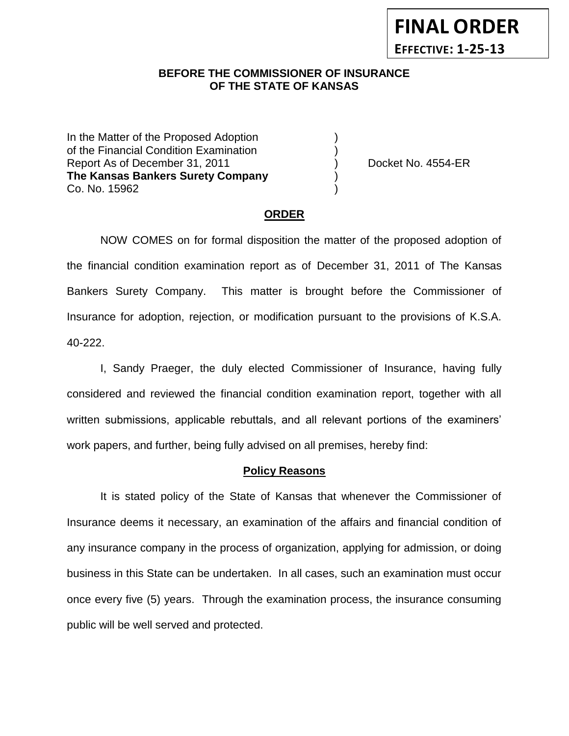**FINAL ORDER**

**EFFECTIVE: 1-25-13**

**BEFORE THE COMMISSIONER OF INSURANCE OF THE STATE OF KANSAS**

In the Matter of the Proposed Adoption )
of the Financial Condition Examination )
Report As of December 31, 2011 ) Docket No. 4554-ER
**The Kansas Bankers Surety Company** )
Co. No. 15962 )

## ORDER

NOW COMES on for formal disposition the matter of the proposed adoption of the financial condition examination report as of December 31, 2011 of The Kansas Bankers Surety Company. This matter is brought before the Commissioner of Insurance for adoption, rejection, or modification pursuant to the provisions of K.S.A. 40-222.

I, Sandy Praeger, the duly elected Commissioner of Insurance, having fully considered and reviewed the financial condition examination report, together with all written submissions, applicable rebuttals, and all relevant portions of the examiners' work papers, and further, being fully advised on all premises, hereby find:

### Policy Reasons

It is stated policy of the State of Kansas that whenever the Commissioner of Insurance deems it necessary, an examination of the affairs and financial condition of any insurance company in the process of organization, applying for admission, or doing business in this State can be undertaken. In all cases, such an examination must occur once every five (5) years. Through the examination process, the insurance consuming public will be well served and protected.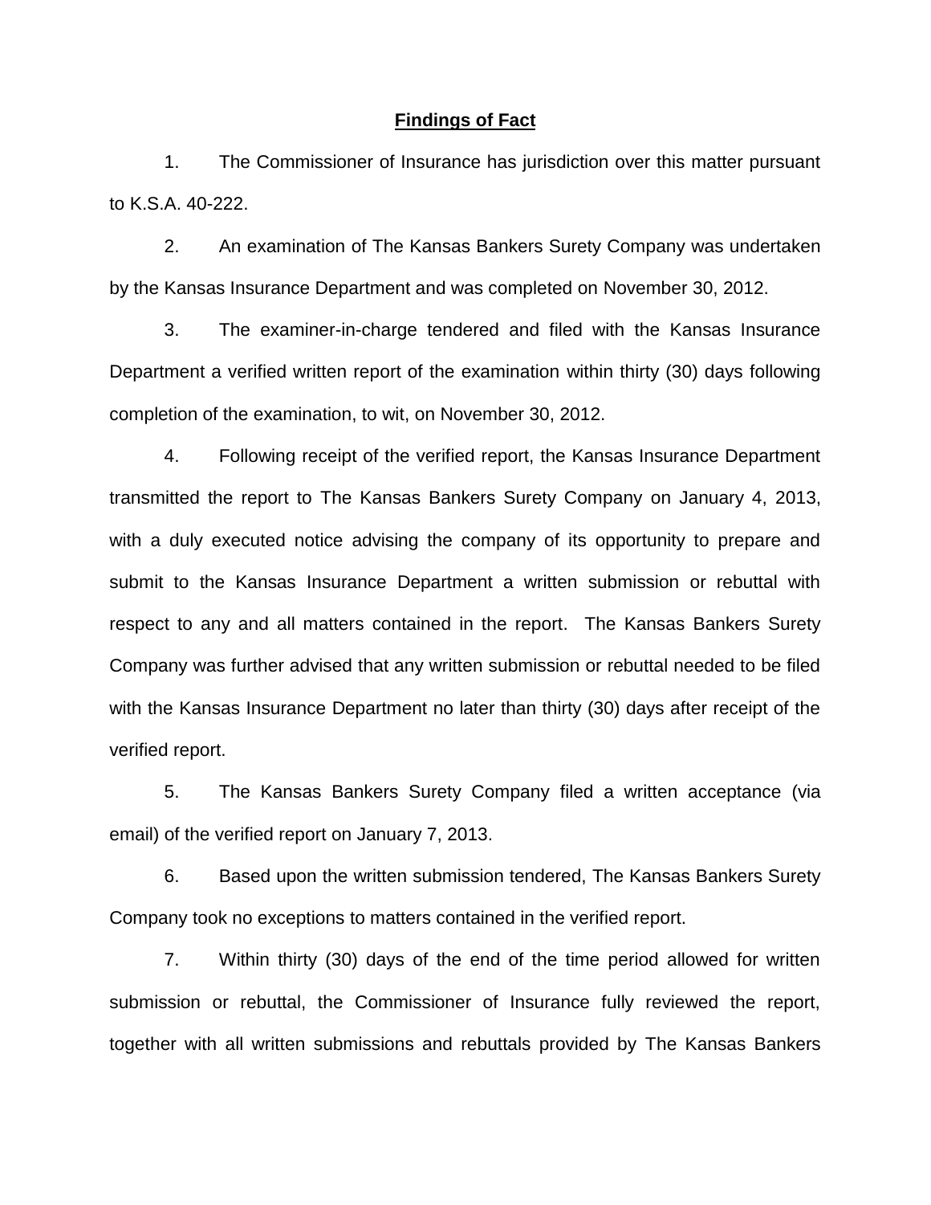## Findings of Fact

1. The Commissioner of Insurance has jurisdiction over this matter pursuant to K.S.A. 40-222.

2. An examination of The Kansas Bankers Surety Company was undertaken by the Kansas Insurance Department and was completed on November 30, 2012.

3. The examiner-in-charge tendered and filed with the Kansas Insurance Department a verified written report of the examination within thirty (30) days following completion of the examination, to wit, on November 30, 2012.

4. Following receipt of the verified report, the Kansas Insurance Department transmitted the report to The Kansas Bankers Surety Company on January 4, 2013, with a duly executed notice advising the company of its opportunity to prepare and submit to the Kansas Insurance Department a written submission or rebuttal with respect to any and all matters contained in the report. The Kansas Bankers Surety Company was further advised that any written submission or rebuttal needed to be filed with the Kansas Insurance Department no later than thirty (30) days after receipt of the verified report.

5. The Kansas Bankers Surety Company filed a written acceptance (via email) of the verified report on January 7, 2013.

6. Based upon the written submission tendered, The Kansas Bankers Surety Company took no exceptions to matters contained in the verified report.

7. Within thirty (30) days of the end of the time period allowed for written submission or rebuttal, the Commissioner of Insurance fully reviewed the report, together with all written submissions and rebuttals provided by The Kansas Bankers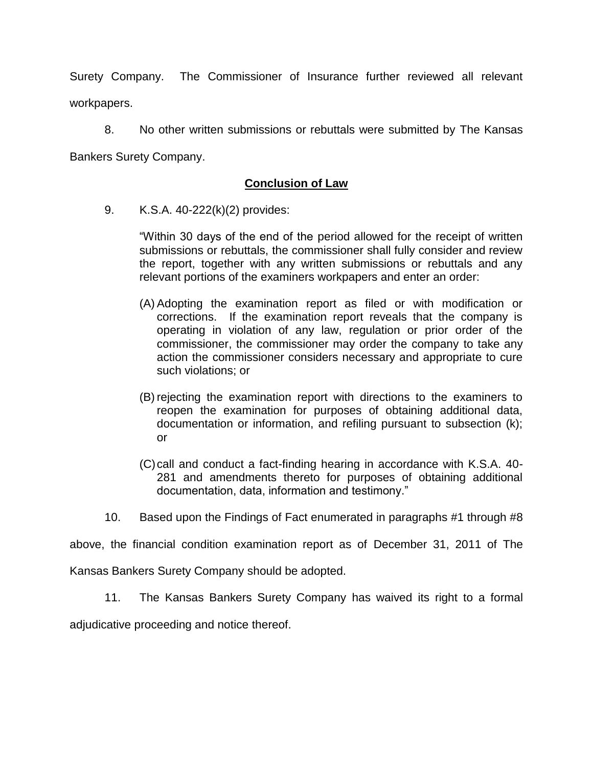Surety Company. The Commissioner of Insurance further reviewed all relevant workpapers.

8. No other written submissions or rebuttals were submitted by The Kansas Bankers Surety Company.

## **Conclusion of Law**

9. K.S.A. 40-222(k)(2) provides:

> "Within 30 days of the end of the period allowed for the receipt of written submissions or rebuttals, the commissioner shall fully consider and review the report, together with any written submissions or rebuttals and any relevant portions of the examiners workpapers and enter an order:
>
> (A) Adopting the examination report as filed or with modification or corrections. If the examination report reveals that the company is operating in violation of any law, regulation or prior order of the commissioner, the commissioner may order the company to take any action the commissioner considers necessary and appropriate to cure such violations; or
>
> (B) rejecting the examination report with directions to the examiners to reopen the examination for purposes of obtaining additional data, documentation or information, and refiling pursuant to subsection (k); or
>
> (C) call and conduct a fact-finding hearing in accordance with K.S.A. 40-281 and amendments thereto for purposes of obtaining additional documentation, data, information and testimony."

10. Based upon the Findings of Fact enumerated in paragraphs #1 through #8 above, the financial condition examination report as of December 31, 2011 of The Kansas Bankers Surety Company should be adopted.

11. The Kansas Bankers Surety Company has waived its right to a formal adjudicative proceeding and notice thereof.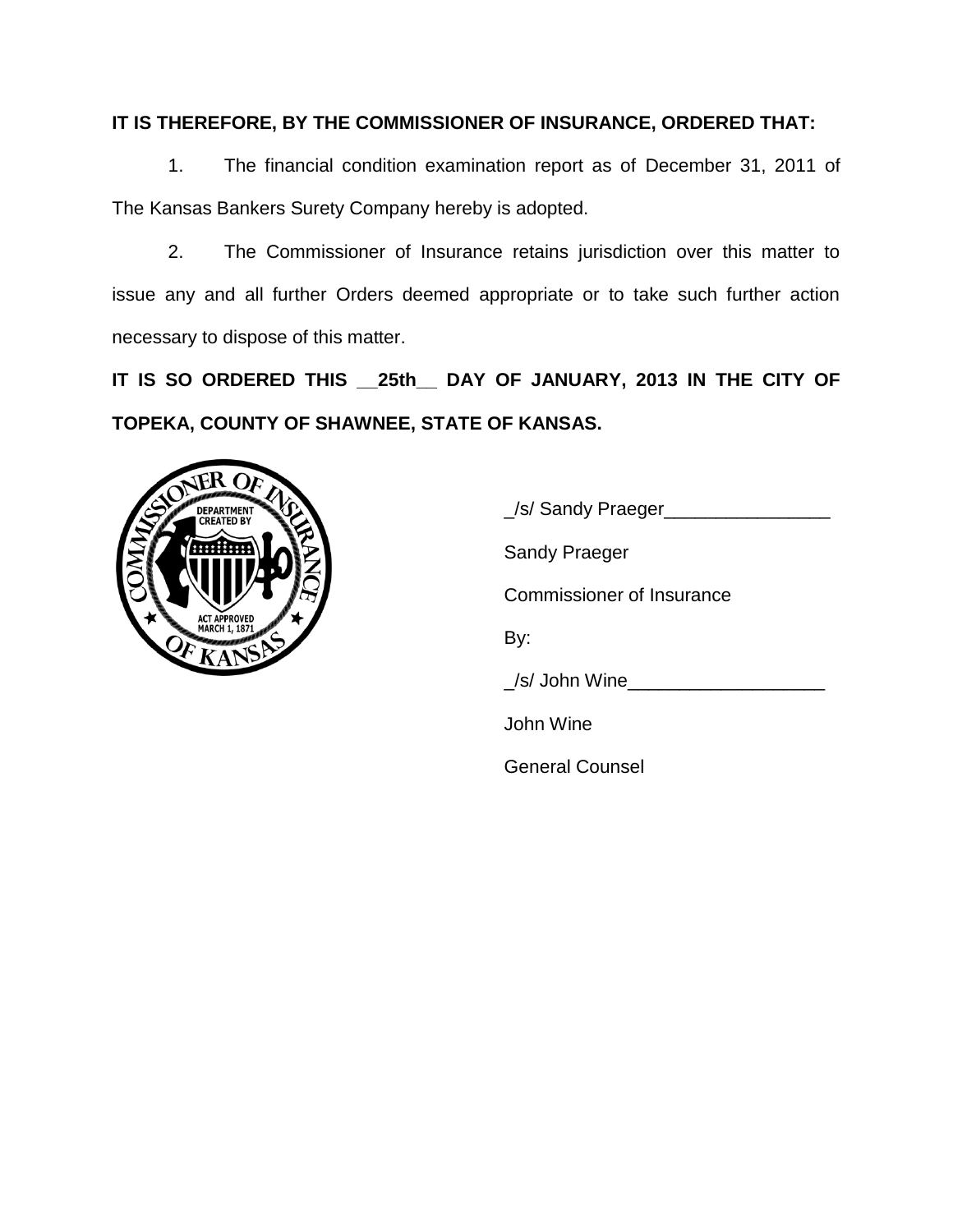**IT IS THEREFORE, BY THE COMMISSIONER OF INSURANCE, ORDERED THAT:**

1. The financial condition examination report as of December 31, 2011 of The Kansas Bankers Surety Company hereby is adopted.

2. The Commissioner of Insurance retains jurisdiction over this matter to issue any and all further Orders deemed appropriate or to take such further action necessary to dispose of this matter.

**IT IS SO ORDERED THIS __25th__ DAY OF JANUARY, 2013 IN THE CITY OF TOPEKA, COUNTY OF SHAWNEE, STATE OF KANSAS.**

_/s/ Sandy Praeger________________

Sandy Praeger

Commissioner of Insurance

By:

_/s/ John Wine___________________

John Wine

General Counsel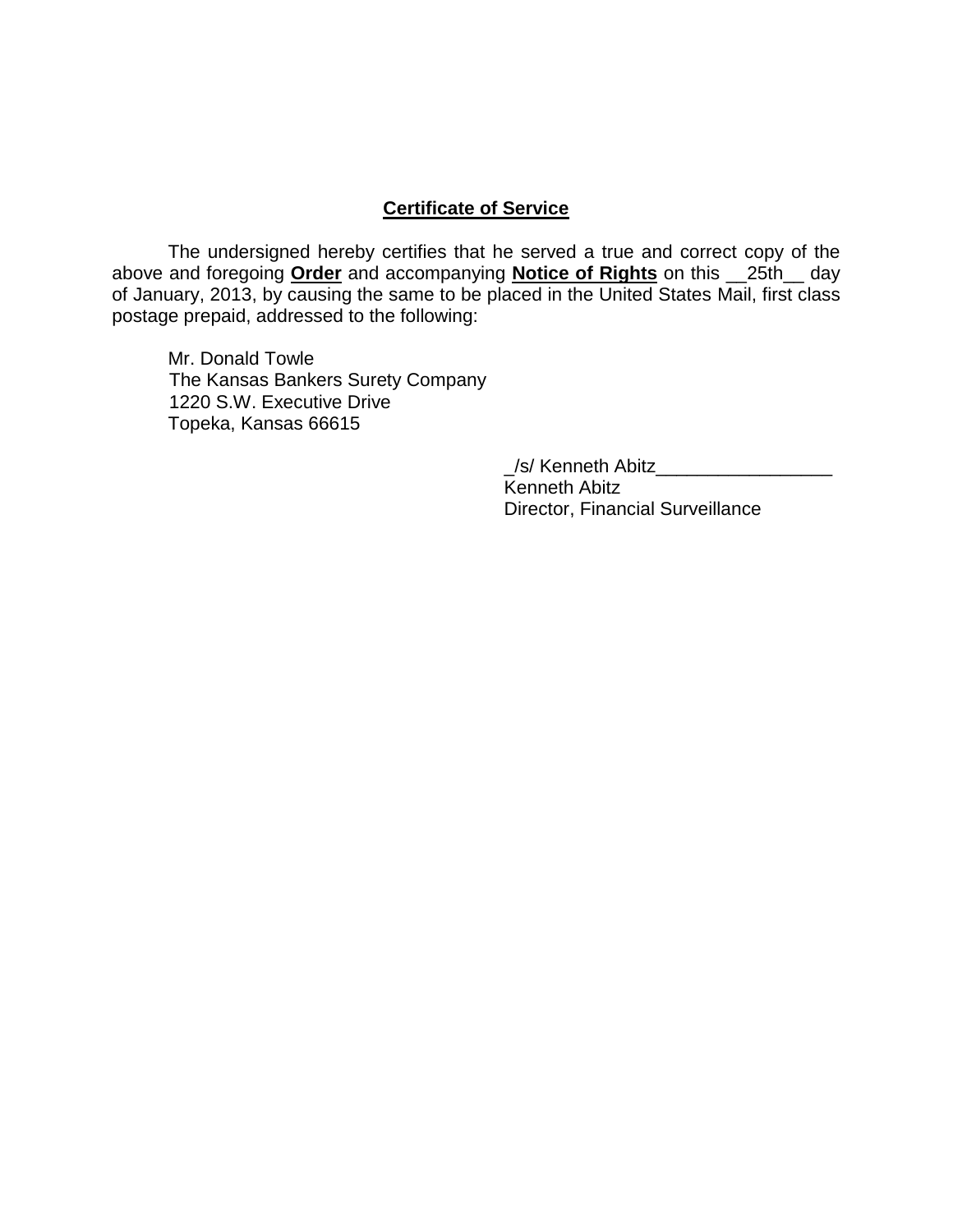**Certificate of Service**

The undersigned hereby certifies that he served a true and correct copy of the above and foregoing **Order** and accompanying **Notice of Rights** on this __25th__ day of January, 2013, by causing the same to be placed in the United States Mail, first class postage prepaid, addressed to the following:

Mr. Donald Towle  
The Kansas Bankers Surety Company  
1220 S.W. Executive Drive  
Topeka, Kansas 66615

_/s/ Kenneth Abitz_________________  
Kenneth Abitz  
Director, Financial Surveillance